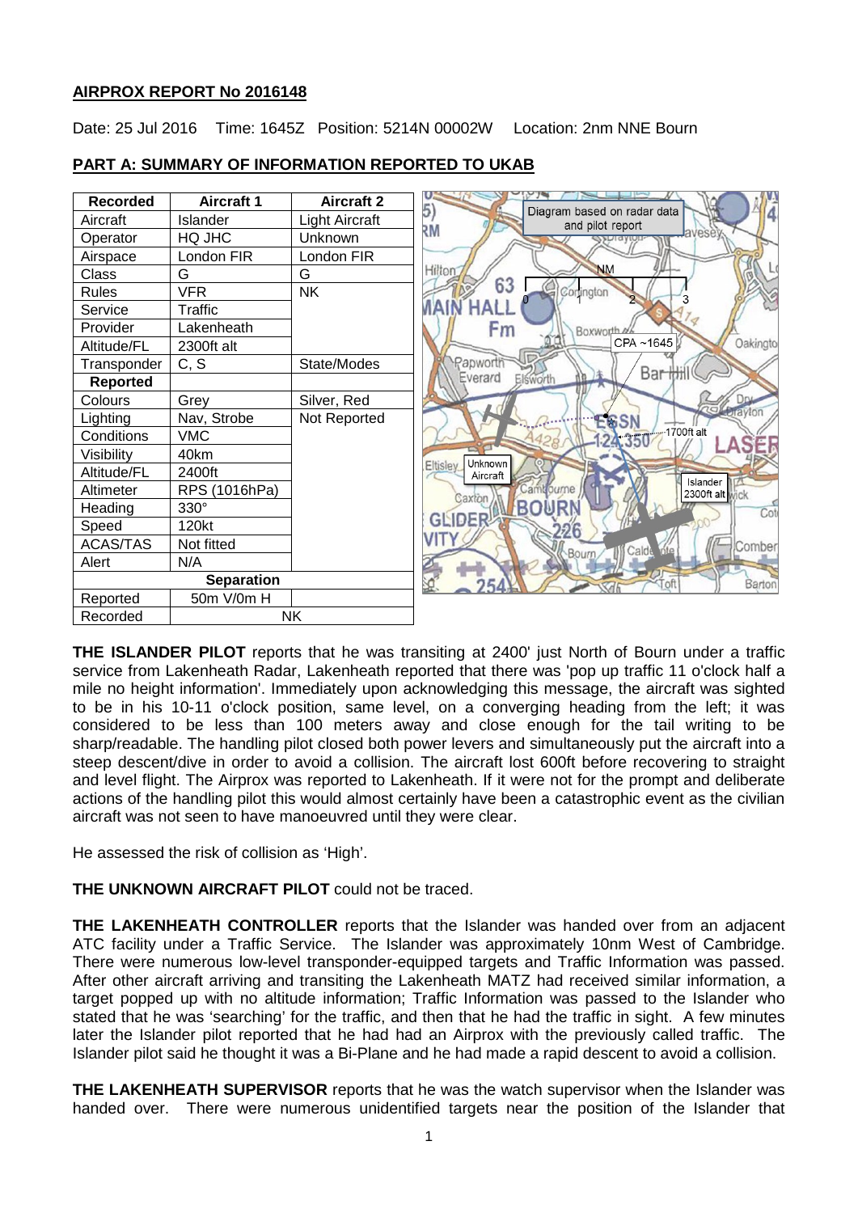## AIRPROX REPORT No 2016148

Date: 25 Jul 2016 Time: 1645Z Position: 5214N 00002W Location: 2nm NNE Bourn

## PART A: SUMMARY OF INFORMATION REPORTED TO UKAB

| Recorded | Aircraft 1 | Aircraft 2 |
|---|---|---|
| Aircraft | Islander | Light Aircraft |
| Operator | HQ JHC | Unknown |
| Airspace | London FIR | London FIR |
| Class | G | G |
| Rules | VFR | NK |
| Service | Traffic | |
| Provider | Lakenheath | |
| Altitude/FL | 2300ft alt | |
| Transponder | C, S | State/Modes |
| **Reported** | | |
| Colours | Grey | Silver, Red |
| Lighting | Nav, Strobe | Not Reported |
| Conditions | VMC | |
| Visibility | 40km | |
| Altitude/FL | 2400ft | |
| Altimeter | RPS (1016hPa) | |
| Heading | 330° | |
| Speed | 120kt | |
| ACAS/TAS | Not fitted | |
| Alert | N/A | |
| **Separation** | | |
| Reported | 50m V/0m H | |
| Recorded | NK | |

Diagram based on radar data and pilot report

**THE ISLANDER PILOT** reports that he was transiting at 2400' just North of Bourn under a traffic service from Lakenheath Radar, Lakenheath reported that there was 'pop up traffic 11 o'clock half a mile no height information'. Immediately upon acknowledging this message, the aircraft was sighted to be in his 10-11 o'clock position, same level, on a converging heading from the left; it was considered to be less than 100 meters away and close enough for the tail writing to be sharp/readable. The handling pilot closed both power levers and simultaneously put the aircraft into a steep descent/dive in order to avoid a collision. The aircraft lost 600ft before recovering to straight and level flight. The Airprox was reported to Lakenheath. If it were not for the prompt and deliberate actions of the handling pilot this would almost certainly have been a catastrophic event as the civilian aircraft was not seen to have manoeuvred until they were clear.

He assessed the risk of collision as 'High'.

**THE UNKNOWN AIRCRAFT PILOT** could not be traced.

**THE LAKENHEATH CONTROLLER** reports that the Islander was handed over from an adjacent ATC facility under a Traffic Service. The Islander was approximately 10nm West of Cambridge. There were numerous low-level transponder-equipped targets and Traffic Information was passed. After other aircraft arriving and transiting the Lakenheath MATZ had received similar information, a target popped up with no altitude information; Traffic Information was passed to the Islander who stated that he was 'searching' for the traffic, and then that he had the traffic in sight. A few minutes later the Islander pilot reported that he had had an Airprox with the previously called traffic. The Islander pilot said he thought it was a Bi-Plane and he had made a rapid descent to avoid a collision.

**THE LAKENHEATH SUPERVISOR** reports that he was the watch supervisor when the Islander was handed over. There were numerous unidentified targets near the position of the Islander that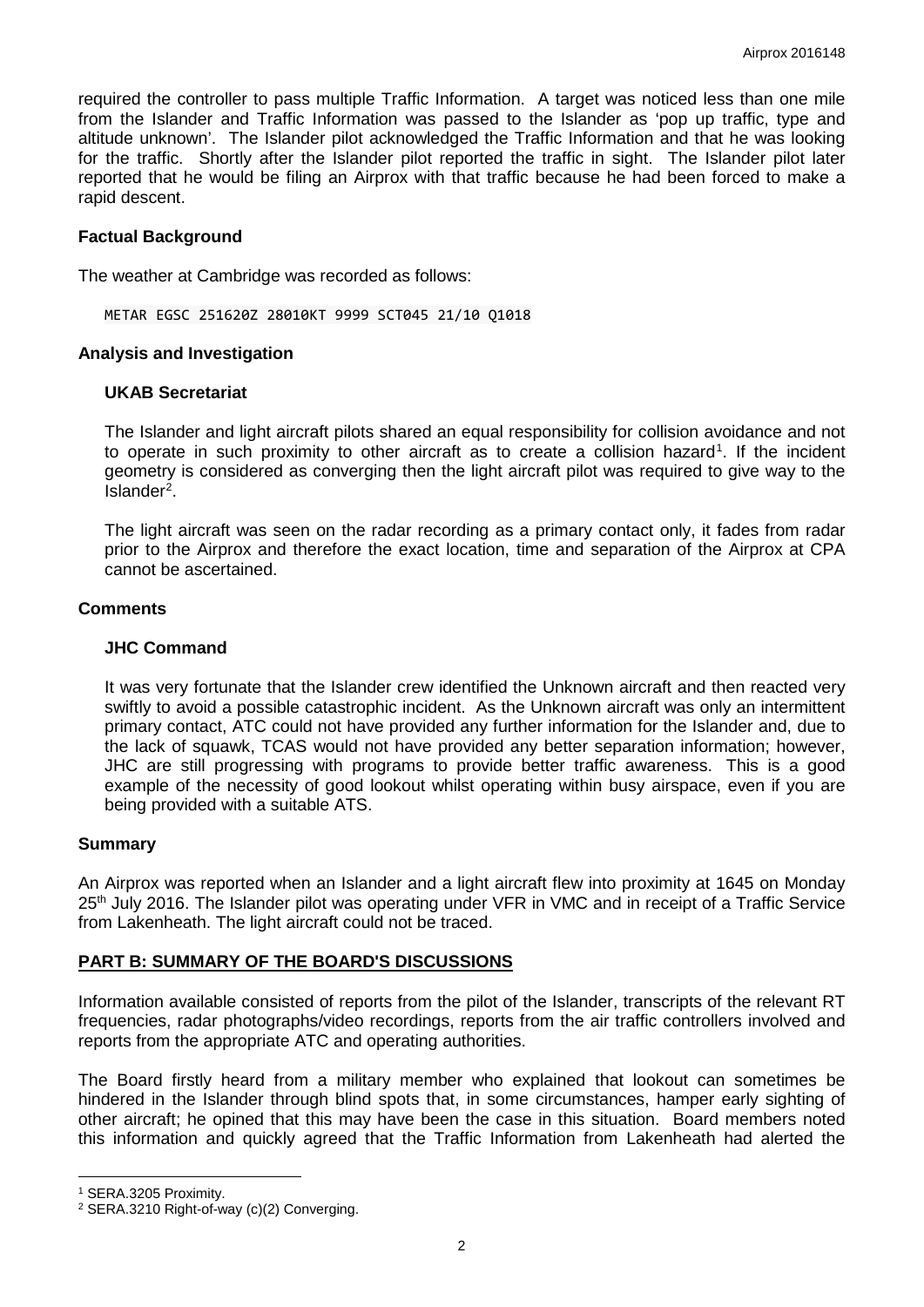required the controller to pass multiple Traffic Information. A target was noticed less than one mile from the Islander and Traffic Information was passed to the Islander as 'pop up traffic, type and altitude unknown'. The Islander pilot acknowledged the Traffic Information and that he was looking for the traffic. Shortly after the Islander pilot reported the traffic in sight. The Islander pilot later reported that he would be filing an Airprox with that traffic because he had been forced to make a rapid descent.

### Factual Background

The weather at Cambridge was recorded as follows:

```
METAR EGSC 251620Z 28010KT 9999 SCT045 21/10 Q1018
```

### Analysis and Investigation

#### UKAB Secretariat

The Islander and light aircraft pilots shared an equal responsibility for collision avoidance and not to operate in such proximity to other aircraft as to create a collision hazard[1]. If the incident geometry is considered as converging then the light aircraft pilot was required to give way to the Islander[2].

The light aircraft was seen on the radar recording as a primary contact only, it fades from radar prior to the Airprox and therefore the exact location, time and separation of the Airprox at CPA cannot be ascertained.

### Comments

#### JHC Command

It was very fortunate that the Islander crew identified the Unknown aircraft and then reacted very swiftly to avoid a possible catastrophic incident. As the Unknown aircraft was only an intermittent primary contact, ATC could not have provided any further information for the Islander and, due to the lack of squawk, TCAS would not have provided any better separation information; however, JHC are still progressing with programs to provide better traffic awareness. This is a good example of the necessity of good lookout whilst operating within busy airspace, even if you are being provided with a suitable ATS.

### Summary

An Airprox was reported when an Islander and a light aircraft flew into proximity at 1645 on Monday 25th July 2016. The Islander pilot was operating under VFR in VMC and in receipt of a Traffic Service from Lakenheath. The light aircraft could not be traced.

## PART B: SUMMARY OF THE BOARD'S DISCUSSIONS

Information available consisted of reports from the pilot of the Islander, transcripts of the relevant RT frequencies, radar photographs/video recordings, reports from the air traffic controllers involved and reports from the appropriate ATC and operating authorities.

The Board firstly heard from a military member who explained that lookout can sometimes be hindered in the Islander through blind spots that, in some circumstances, hamper early sighting of other aircraft; he opined that this may have been the case in this situation. Board members noted this information and quickly agreed that the Traffic Information from Lakenheath had alerted the

[1] SERA.3205 Proximity.

[2] SERA.3210 Right-of-way (c)(2) Converging.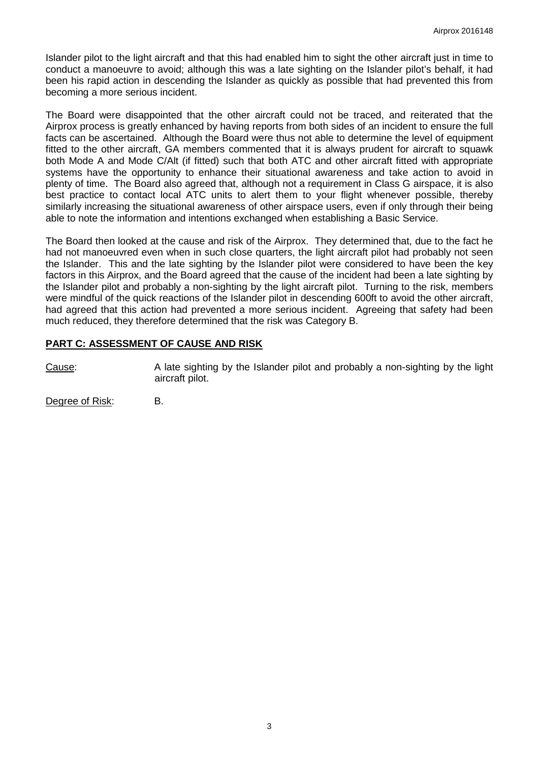Islander pilot to the light aircraft and that this had enabled him to sight the other aircraft just in time to conduct a manoeuvre to avoid; although this was a late sighting on the Islander pilot's behalf, it had been his rapid action in descending the Islander as quickly as possible that had prevented this from becoming a more serious incident.

The Board were disappointed that the other aircraft could not be traced, and reiterated that the Airprox process is greatly enhanced by having reports from both sides of an incident to ensure the full facts can be ascertained. Although the Board were thus not able to determine the level of equipment fitted to the other aircraft, GA members commented that it is always prudent for aircraft to squawk both Mode A and Mode C/Alt (if fitted) such that both ATC and other aircraft fitted with appropriate systems have the opportunity to enhance their situational awareness and take action to avoid in plenty of time. The Board also agreed that, although not a requirement in Class G airspace, it is also best practice to contact local ATC units to alert them to your flight whenever possible, thereby similarly increasing the situational awareness of other airspace users, even if only through their being able to note the information and intentions exchanged when establishing a Basic Service.

The Board then looked at the cause and risk of the Airprox. They determined that, due to the fact he had not manoeuvred even when in such close quarters, the light aircraft pilot had probably not seen the Islander. This and the late sighting by the Islander pilot were considered to have been the key factors in this Airprox, and the Board agreed that the cause of the incident had been a late sighting by the Islander pilot and probably a non-sighting by the light aircraft pilot. Turning to the risk, members were mindful of the quick reactions of the Islander pilot in descending 600ft to avoid the other aircraft, had agreed that this action had prevented a more serious incident. Agreeing that safety had been much reduced, they therefore determined that the risk was Category B.

## PART C: ASSESSMENT OF CAUSE AND RISK

Cause: A late sighting by the Islander pilot and probably a non-sighting by the light aircraft pilot.

Degree of Risk: B.